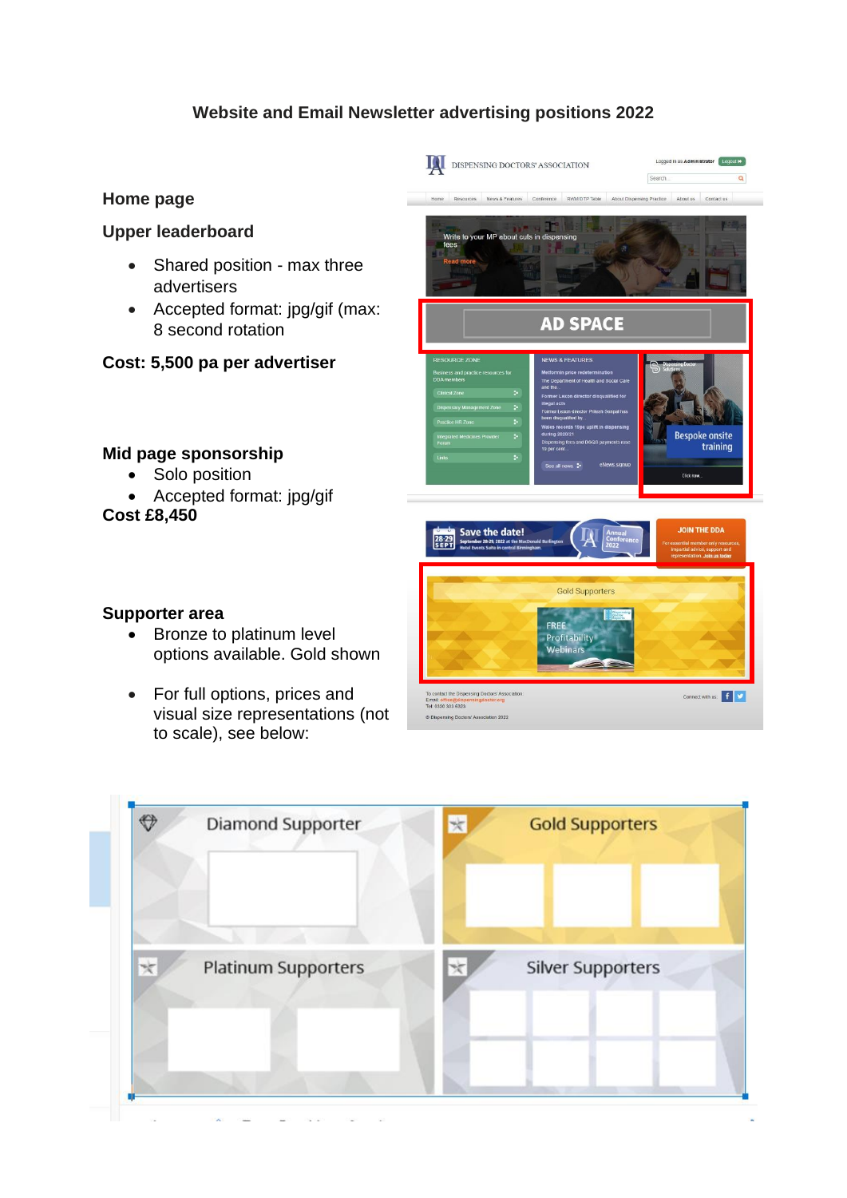# Website and Email Newsletter advertising positions 2022

## Home page

### Upper leaderboard

- Shared position - max three advertisers
- Accepted format: jpg/gif (max: 8 second rotation

**Cost: 5,500 pa per advertiser**

### Mid page sponsorship

- Solo position
- Accepted format: jpg/gif

**Cost £8,450**

### Supporter area

- Bronze to platinum level options available. Gold shown
- For full options, prices and visual size representations (not to scale), see below: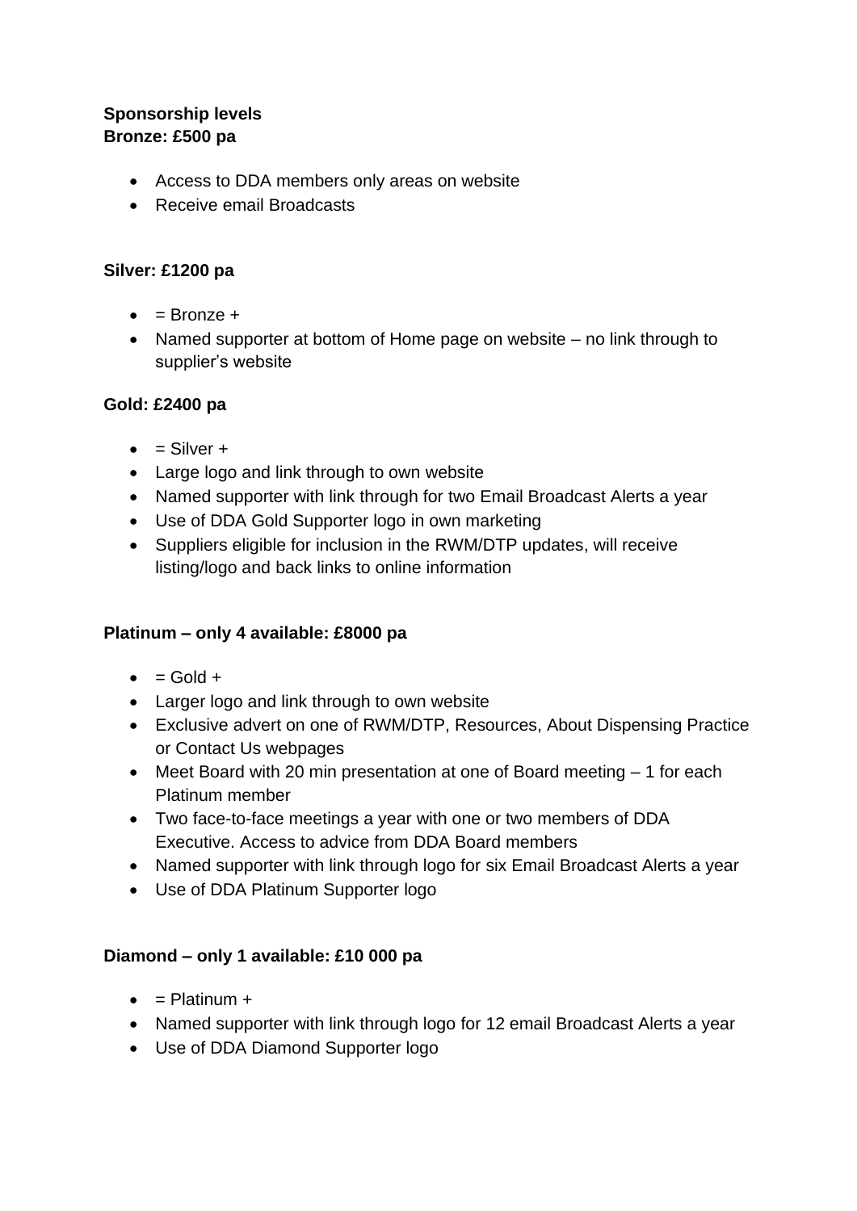**Sponsorship levels**
**Bronze: £500 pa**

- Access to DDA members only areas on website
- Receive email Broadcasts

**Silver: £1200 pa**

- = Bronze +
- Named supporter at bottom of Home page on website – no link through to supplier's website

**Gold: £2400 pa**

- = Silver +
- Large logo and link through to own website
- Named supporter with link through for two Email Broadcast Alerts a year
- Use of DDA Gold Supporter logo in own marketing
- Suppliers eligible for inclusion in the RWM/DTP updates, will receive listing/logo and back links to online information

**Platinum – only 4 available: £8000 pa**

- = Gold +
- Larger logo and link through to own website
- Exclusive advert on one of RWM/DTP, Resources, About Dispensing Practice or Contact Us webpages
- Meet Board with 20 min presentation at one of Board meeting – 1 for each Platinum member
- Two face-to-face meetings a year with one or two members of DDA Executive. Access to advice from DDA Board members
- Named supporter with link through logo for six Email Broadcast Alerts a year
- Use of DDA Platinum Supporter logo

**Diamond – only 1 available: £10 000 pa**

- = Platinum +
- Named supporter with link through logo for 12 email Broadcast Alerts a year
- Use of DDA Diamond Supporter logo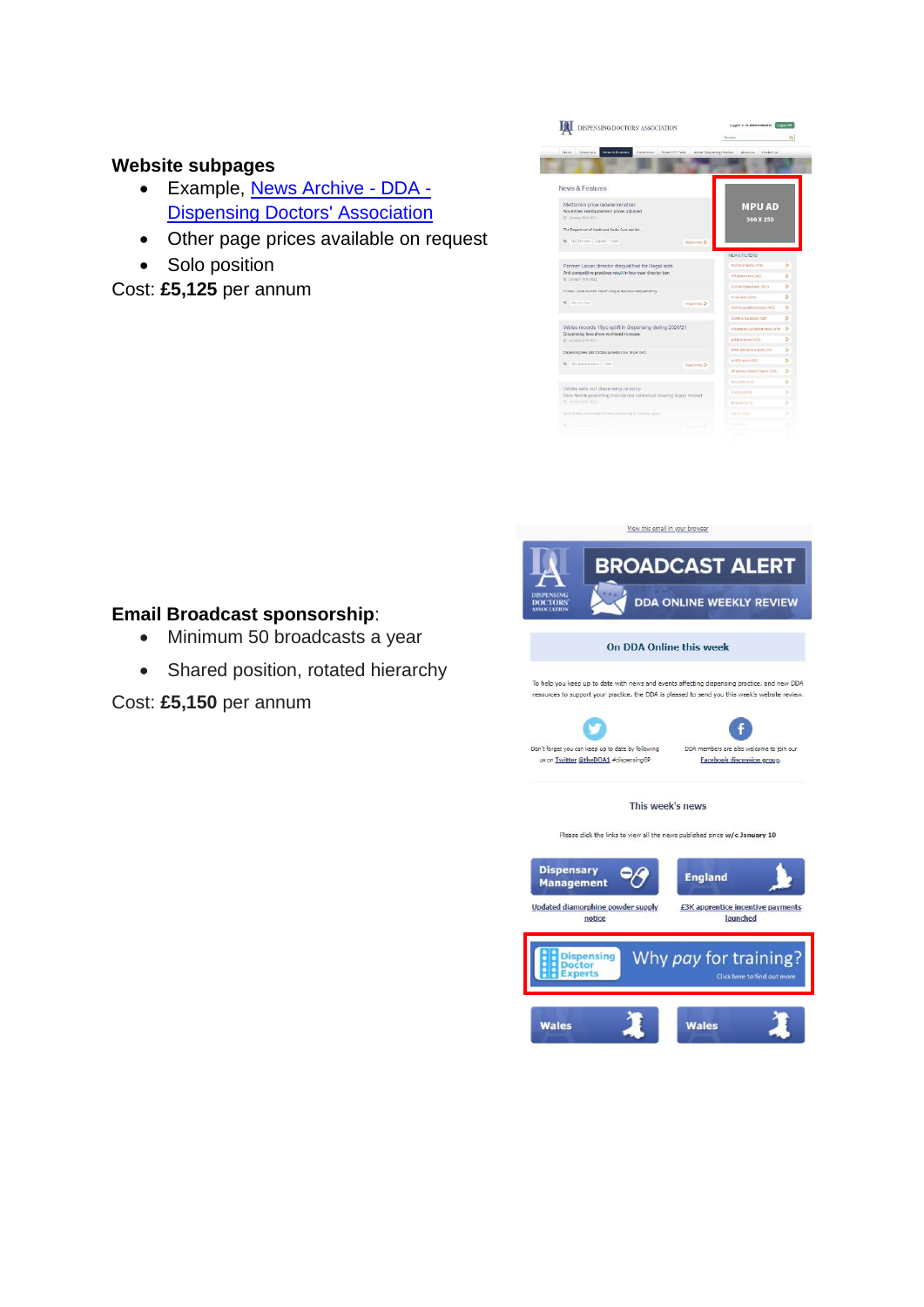**Website subpages**

- Example, News Archive - DDA - Dispensing Doctors' Association
- Other page prices available on request
- Solo position

Cost: **£5,125** per annum

**Email Broadcast sponsorship**:

- Minimum 50 broadcasts a year
- Shared position, rotated hierarchy

Cost: **£5,150** per annum